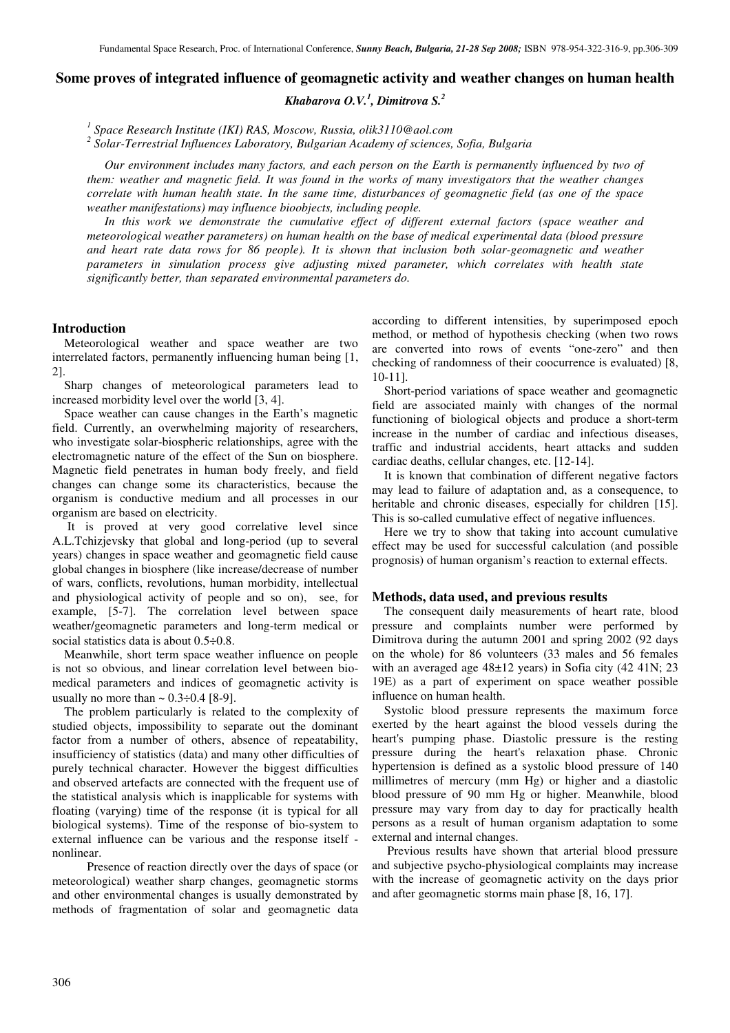# Some proves of integrated influence of geomagnetic activity and weather changes on human health

***Khabarova O.V.[1], Dimitrova S.[2]***

*[1] Space Research Institute (IKI) RAS, Moscow, Russia, olik3110@aol.com*
*[2] Solar-Terrestrial Influences Laboratory, Bulgarian Academy of sciences, Sofia, Bulgaria*

*Our environment includes many factors, and each person on the Earth is permanently influenced by two of them: weather and magnetic field. It was found in the works of many investigators that the weather changes correlate with human health state. In the same time, disturbances of geomagnetic field (as one of the space weather manifestations) may influence bioobjects, including people.*

*In this work we demonstrate the cumulative effect of different external factors (space weather and meteorological weather parameters) on human health on the base of medical experimental data (blood pressure and heart rate data rows for 86 people). It is shown that inclusion both solar-geomagnetic and weather parameters in simulation process give adjusting mixed parameter, which correlates with health state significantly better, than separated environmental parameters do.*

## Introduction

Meteorological weather and space weather are two interrelated factors, permanently influencing human being [1, 2].

Sharp changes of meteorological parameters lead to increased morbidity level over the world [3, 4].

Space weather can cause changes in the Earth's magnetic field. Currently, an overwhelming majority of researchers, who investigate solar-biospheric relationships, agree with the electromagnetic nature of the effect of the Sun on biosphere. Magnetic field penetrates in human body freely, and field changes can change some its characteristics, because the organism is conductive medium and all processes in our organism are based on electricity.

It is proved at very good correlative level since A.L.Tchizjevsky that global and long-period (up to several years) changes in space weather and geomagnetic field cause global changes in biosphere (like increase/decrease of number of wars, conflicts, revolutions, human morbidity, intellectual and physiological activity of people and so on), see, for example, [5-7]. The correlation level between space weather/geomagnetic parameters and long-term medical or social statistics data is about 0.5÷0.8.

Meanwhile, short term space weather influence on people is not so obvious, and linear correlation level between bio-medical parameters and indices of geomagnetic activity is usually no more than ~ 0.3÷0.4 [8-9].

The problem particularly is related to the complexity of studied objects, impossibility to separate out the dominant factor from a number of others, absence of repeatability, insufficiency of statistics (data) and many other difficulties of purely technical character. However the biggest difficulties and observed artefacts are connected with the frequent use of the statistical analysis which is inapplicable for systems with floating (varying) time of the response (it is typical for all biological systems). Time of the response of bio-system to external influence can be various and the response itself - nonlinear.

Presence of reaction directly over the days of space (or meteorological) weather sharp changes, geomagnetic storms and other environmental changes is usually demonstrated by methods of fragmentation of solar and geomagnetic data according to different intensities, by superimposed epoch method, or method of hypothesis checking (when two rows are converted into rows of events "one-zero" and then checking of randomness of their coocurrence is evaluated) [8, 10-11].

Short-period variations of space weather and geomagnetic field are associated mainly with changes of the normal functioning of biological objects and produce a short-term increase in the number of cardiac and infectious diseases, traffic and industrial accidents, heart attacks and sudden cardiac deaths, cellular changes, etc. [12-14].

It is known that combination of different negative factors may lead to failure of adaptation and, as a consequence, to heritable and chronic diseases, especially for children [15]. This is so-called cumulative effect of negative influences.

Here we try to show that taking into account cumulative effect may be used for successful calculation (and possible prognosis) of human organism's reaction to external effects.

## Methods, data used, and previous results

The consequent daily measurements of heart rate, blood pressure and complaints number were performed by Dimitrova during the autumn 2001 and spring 2002 (92 days on the whole) for 86 volunteers (33 males and 56 females with an averaged age 48±12 years) in Sofia city (42 41N; 23 19E) as a part of experiment on space weather possible influence on human health.

Systolic blood pressure represents the maximum force exerted by the heart against the blood vessels during the heart's pumping phase. Diastolic pressure is the resting pressure during the heart's relaxation phase. Chronic hypertension is defined as a systolic blood pressure of 140 millimetres of mercury (mm Hg) or higher and a diastolic blood pressure of 90 mm Hg or higher. Meanwhile, blood pressure may vary from day to day for practically health persons as a result of human organism adaptation to some external and internal changes.

Previous results have shown that arterial blood pressure and subjective psycho-physiological complaints may increase with the increase of geomagnetic activity on the days prior and after geomagnetic storms main phase [8, 16, 17].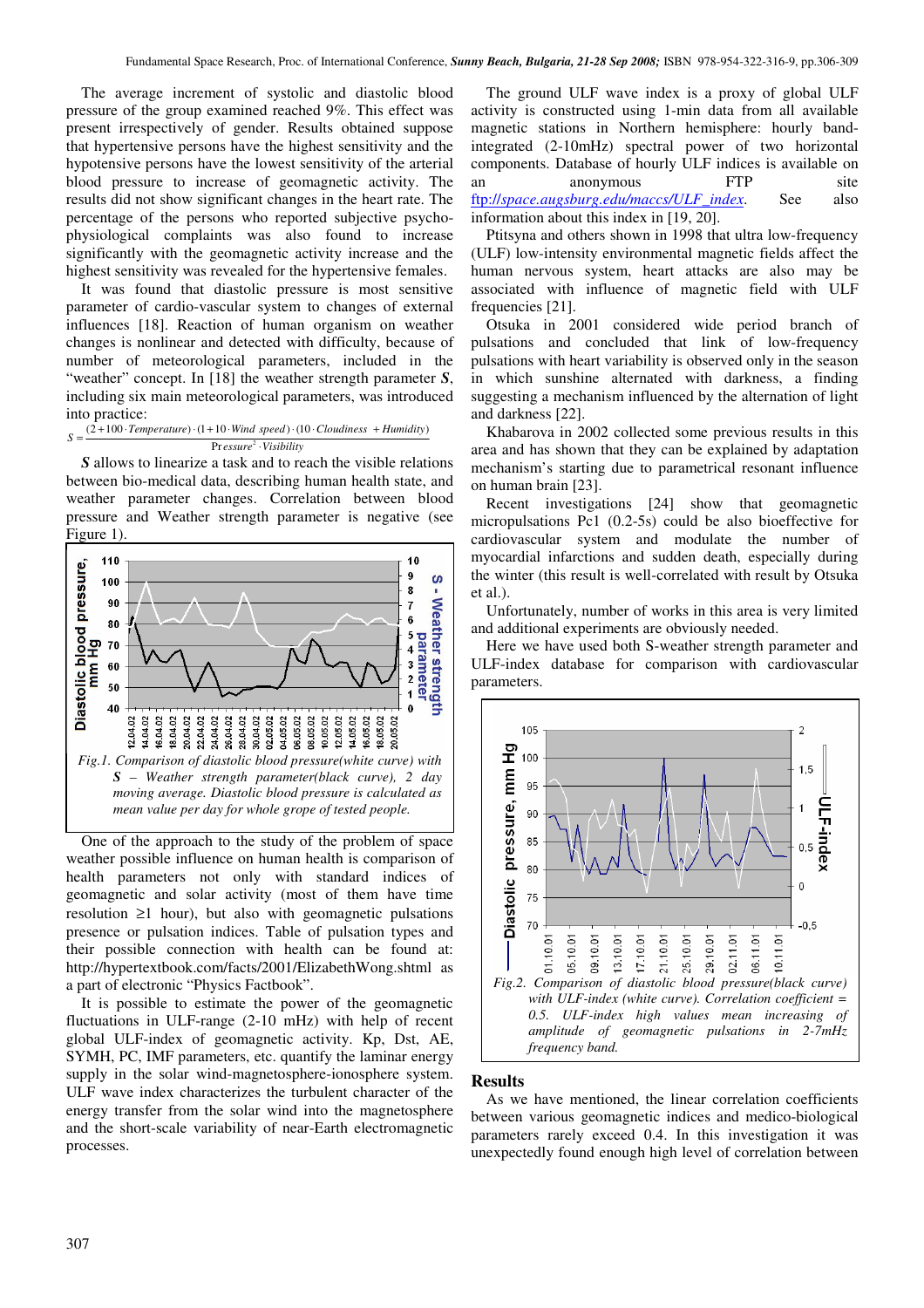The average increment of systolic and diastolic blood pressure of the group examined reached 9%. This effect was present irrespectively of gender. Results obtained suppose that hypertensive persons have the highest sensitivity and the hypotensive persons have the lowest sensitivity of the arterial blood pressure to increase of geomagnetic activity. The results did not show significant changes in the heart rate. The percentage of the persons who reported subjective psycho-physiological complaints was also found to increase significantly with the geomagnetic activity increase and the highest sensitivity was revealed for the hypertensive females.

It was found that diastolic pressure is most sensitive parameter of cardio-vascular system to changes of external influences [18]. Reaction of human organism on weather changes is nonlinear and detected with difficulty, because of number of meteorological parameters, included in the "weather" concept. In [18] the weather strength parameter ***S***, including six main meteorological parameters, was introduced into practice:

$$S = \frac{(2 + 100 \cdot Temperature)\cdot(1 + 10 \cdot Wind\ speed)\cdot(10 \cdot Cloudiness + Humidity)}{Pressure^{2} \cdot Visibility}$$

***S*** allows to linearize a task and to reach the visible relations between bio-medical data, describing human health state, and weather parameter changes. Correlation between blood pressure and Weather strength parameter is negative (see Figure 1).

*Fig.1. Comparison of diastolic blood pressure(white curve) with **S** – Weather strength parameter(black curve), 2 day moving average. Diastolic blood pressure is calculated as mean value per day for whole grope of tested people.*

One of the approach to the study of the problem of space weather possible influence on human health is comparison of health parameters not only with standard indices of geomagnetic and solar activity (most of them have time resolution ≥1 hour), but also with geomagnetic pulsations presence or pulsation indices. Table of pulsation types and their possible connection with health can be found at: http://hypertextbook.com/facts/2001/ElizabethWong.shtml as a part of electronic "Physics Factbook".

It is possible to estimate the power of the geomagnetic fluctuations in ULF-range (2-10 mHz) with help of recent global ULF-index of geomagnetic activity. Kp, Dst, AE, SYMH, PC, IMF parameters, etc. quantify the laminar energy supply in the solar wind-magnetosphere-ionosphere system. ULF wave index characterizes the turbulent character of the energy transfer from the solar wind into the magnetosphere and the short-scale variability of near-Earth electromagnetic processes.

The ground ULF wave index is a proxy of global ULF activity is constructed using 1-min data from all available magnetic stations in Northern hemisphere: hourly band-integrated (2-10mHz) spectral power of two horizontal components. Database of hourly ULF indices is available on an anonymous FTP site *ftp://space.augsburg.edu/maccs/ULF_index*. See also information about this index in [19, 20].

Ptitsyna and others shown in 1998 that ultra low-frequency (ULF) low-intensity environmental magnetic fields affect the human nervous system, heart attacks are also may be associated with influence of magnetic field with ULF frequencies [21].

Otsuka in 2001 considered wide period branch of pulsations and concluded that link of low-frequency pulsations with heart variability is observed only in the season in which sunshine alternated with darkness, a finding suggesting a mechanism influenced by the alternation of light and darkness [22].

Khabarova in 2002 collected some previous results in this area and has shown that they can be explained by adaptation mechanism's starting due to parametrical resonant influence on human brain [23].

Recent investigations [24] show that geomagnetic micropulsations Pc1 (0.2-5s) could be also bioeffective for cardiovascular system and modulate the number of myocardial infarctions and sudden death, especially during the winter (this result is well-correlated with result by Otsuka et al.).

Unfortunately, number of works in this area is very limited and additional experiments are obviously needed.

Here we have used both S-weather strength parameter and ULF-index database for comparison with cardiovascular parameters.

*Fig.2. Comparison of diastolic blood pressure(black curve) with ULF-index (white curve). Correlation coefficient = 0.5. ULF-index high values mean increasing of amplitude of geomagnetic pulsations in 2-7mHz frequency band.*

## Results

As we have mentioned, the linear correlation coefficients between various geomagnetic indices and medico-biological parameters rarely exceed 0.4. In this investigation it was unexpectedly found enough high level of correlation between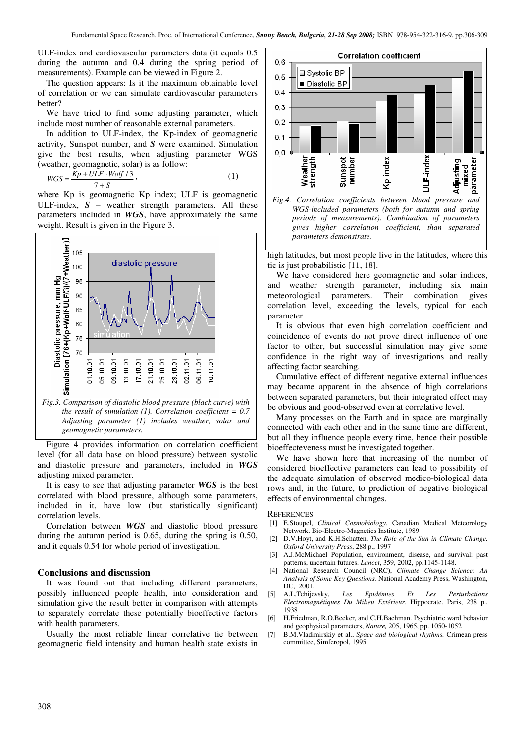ULF-index and cardiovascular parameters data (it equals 0.5 during the autumn and 0.4 during the spring period of measurements). Example can be viewed in Figure 2.

The question appears: Is it the maximum obtainable level of correlation or we can simulate cardiovascular parameters better?

We have tried to find some adjusting parameter, which include most number of reasonable external parameters.

In addition to ULF-index, the Kp-index of geomagnetic activity, Sunspot number, and ***S*** were examined. Simulation give the best results, when adjusting parameter WGS (weather, geomagnetic, solar) is as follow:

$$WGS = \frac{Kp + ULF \cdot Wolf / 3}{7 + S}, \qquad (1)$$

where Kp is geomagnetic Kp index; ULF is geomagnetic ULF-index, ***S*** – weather strength parameters. All these parameters included in ***WGS***, have approximately the same weight. Result is given in the Figure 3.

*Fig.3. Comparison of diastolic blood pressure (black curve) with the result of simulation (1). Correlation coefficient = 0.7 Adjusting parameter (1) includes weather, solar and geomagnetic parameters.*

Figure 4 provides information on correlation coefficient level (for all data base on blood pressure) between systolic and diastolic pressure and parameters, included in ***WGS*** adjusting mixed parameter.

It is easy to see that adjusting parameter ***WGS*** is the best correlated with blood pressure, although some parameters, included in it, have low (but statistically significant) correlation levels.

Correlation between ***WGS*** and diastolic blood pressure during the autumn period is 0.65, during the spring is 0.50, and it equals 0.54 for whole period of investigation.

## Conclusions and discussion

It was found out that including different parameters, possibly influenced people health, into consideration and simulation give the result better in comparison with attempts to separately correlate these potentially bioeffective factors with health parameters.

Usually the most reliable linear correlative tie between geomagnetic field intensity and human health state exists in

*Fig.4. Correlation coefficients between blood pressure and WGS-included parameters (both for autumn and spring periods of measurements). Combination of parameters gives higher correlation coefficient, than separated parameters demonstrate.*

high latitudes, but most people live in the latitudes, where this tie is just probabilistic [11, 18].

We have considered here geomagnetic and solar indices, and weather strength parameter, including six main meteorological parameters. Their combination gives correlation level, exceeding the levels, typical for each parameter.

It is obvious that even high correlation coefficient and coincidence of events do not prove direct influence of one factor to other, but successful simulation may give some confidence in the right way of investigations and really affecting factor searching.

Cumulative effect of different negative external influences may became apparent in the absence of high correlations between separated parameters, but their integrated effect may be obvious and good-observed even at correlative level.

Many processes on the Earth and in space are marginally connected with each other and in the same time are different, but all they influence people every time, hence their possible bioeffecteveness must be investigated together.

We have shown here that increasing of the number of considered bioeffective parameters can lead to possibility of the adequate simulation of observed medico-biological data rows and, in the future, to prediction of negative biological effects of environmental changes.

## References

[1] E.Stoupel, *Clinical Cosmobiology*. Canadian Medical Meteorology Network. Bio-Electro-Magnetics Institute, 1989

[2] D.V.Hoyt, and K.H.Schatten, *The Role of the Sun in Climate Change. Oxford University Press*, 288 p., 1997

[3] A.J.McMichael Population, environment, disease, and survival: past patterns, uncertain futures. *Lancet*, 359, 2002, pp.1145-1148.

[4] National Research Council (NRC), *Climate Change Science: An Analysis of Some Key Questions.* National Academy Press, Washington, DC, 2001.

[5] A.L.Tchijevsky, *Les Epidémies Et Les Perturbations Electromagnétiques Du Milieu Extérieur*. Hippocrate. Paris, 238 p., 1938

[6] H.Friedman, R.O.Becker, and C.H.Bachman. Psychiatric ward behavior and geophysical parameters, *Nature,* 205, 1965, pp. 1050-1052

[7] B.M.Vladimirskiy et al., *Space and biological rhythms.* Crimean press committee, Simferopol, 1995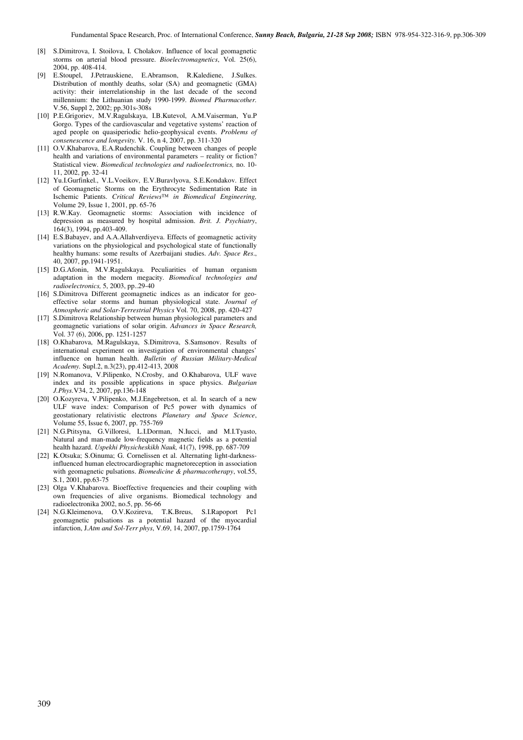[8] S.Dimitrova, I. Stoilova, I. Cholakov. Influence of local geomagnetic storms on arterial blood pressure. *Bioelectromagnetics*, Vol. 25(6), 2004, pp. 408-414.

[9] E.Stoupel, J.Petrauskiene, E.Abramson, R.Kalediene, J.Sulkes. Distribution of monthly deaths, solar (SA) and geomagnetic (GMA) activity: their interrelationship in the last decade of the second millennium: the Lithuanian study 1990-1999. *Biomed Pharmacother.* V.56, Suppl 2, 2002; pp.301s-308s

[10] P.E.Grigoriev, M.V.Ragulskaya, I.B.Kutevol, A.M.Vaiserman, Yu.P Gorgo. Types of the cardiovascular and vegetative systems' reaction of aged people on quasiperiodic helio-geophysical events. *Problems of consenescence and longevity.* V. 16, n 4, 2007, pp. 311-320

[11] O.V.Khabarova, E.A.Rudenchik. Coupling between changes of people health and variations of environmental parameters – reality or fiction? Statistical view. *Biomedical technologies and radioelectronics,* no. 10-11, 2002, pp. 32-41

[12] Yu.I.Gurfinkel., V.L.Voeikov, E.V.Buravlyova, S.E.Kondakov. Effect of Geomagnetic Storms on the Erythrocyte Sedimentation Rate in Ischemic Patients. *Critical Reviews™ in Biomedical Engineering,* Volume 29, Issue 1, 2001, pp. 65-76

[13] R.W.Kay. Geomagnetic storms: Association with incidence of depression as measured by hospital admission. *Brit. J. Psychiatry*, 164(3), 1994, pp.403-409.

[14] E.S.Babayev, and A.A.Allahverdiyeva. Effects of geomagnetic activity variations on the physiological and psychological state of functionally healthy humans: some results of Azerbaijani studies. *Adv. Space Res*., 40, 2007, pp.1941-1951.

[15] D.G.Afonin, M.V.Ragulskaya. Peculiarities of human organism adaptation in the modern megacity. *Biomedical technologies and radioelectronics,* 5, 2003, pp..29-40

[16] S.Dimitrova Different geomagnetic indices as an indicator for geo-effective solar storms and human physiological state. *Journal of Atmospheric and Solar-Terrestrial Physics* Vol. 70, 2008, pp. 420-427

[17] S.Dimitrova Relationship between human physiological parameters and geomagnetic variations of solar origin. *Advances in Space Research,* Vol. 37 (6), 2006, pp. 1251-1257

[18] O.Khabarova, M.Ragulskaya, S.Dimitrova, S.Samsonov. Results of international experiment on investigation of environmental changes' influence on human health. *Bulletin of Russian Military-Medical Academy.* Supl.2, n.3(23), pp.412-413, 2008

[19] N.Romanova, V.Pilipenko, N.Crosby, and O.Khabarova, ULF wave index and its possible applications in space physics. *Bulgarian J.Phys.*V34, 2, 2007, pp.136-148

[20] O.Kozyreva, V.Pilipenko, M.J.Engebretson, et al. In search of a new ULF wave index: Comparison of Pc5 power with dynamics of geostationary relativistic electrons *Planetary and Space Science*, Volume 55, Issue 6, 2007, pp. 755-769

[21] N.G.Ptitsyna, G.Villoresi, L.I.Dorman, N.Iucci, and M.I.Tyasto, Natural and man-made low-frequency magnetic fields as a potential health hazard. *Uspekhi Physicheskikh Nauk,* 41(7), 1998, pp. 687-709

[22] K.Otsuka; S.Oinuma; G. Cornelissen et al. Alternating light-darkness-influenced human electrocardiographic magnetoreception in association with geomagnetic pulsations. *Biomedicine & pharmacotherapy*, vol.55, S.1, 2001, pp.63-75

[23] Olga V.Khabarova. Bioeffective frequencies and their coupling with own frequencies of alive organisms. Biomedical technology and radioelectronika 2002, no.5, pp. 56-66

[24] N.G.Kleimenova, O.V.Kozireva, T.K.Breus, S.I.Rapoport Pc1 geomagnetic pulsations as a potential hazard of the myocardial infarction, J.*Atm and Sol-Terr phys*, V.69, 14, 2007, pp.1759-1764